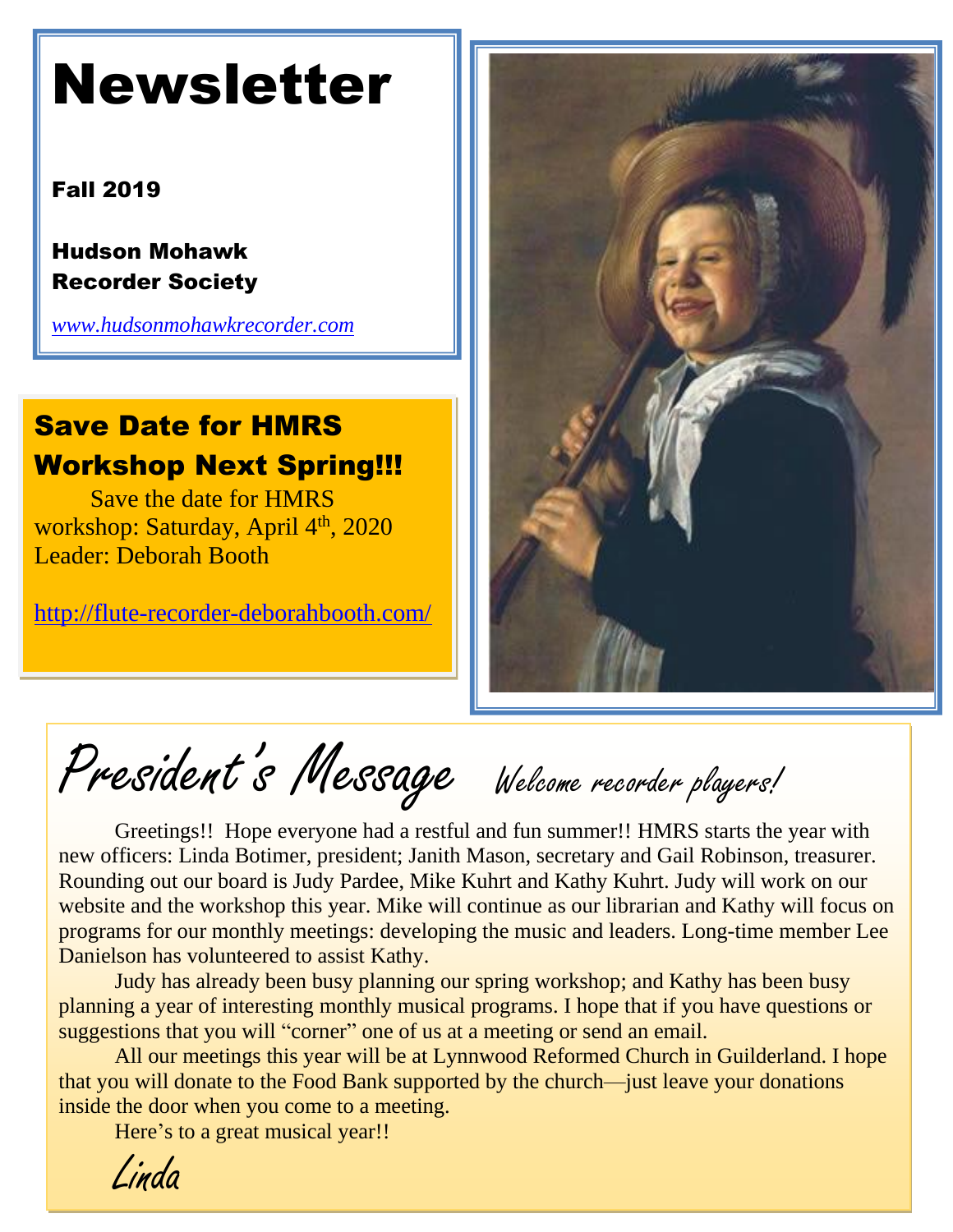# Newsletter

**Fall 2019**

**Hudson Mohawk Recorder Society**

*www.hudsonmohawkrecorder.com*

## Save Date for HMRS Workshop Next Spring!!!

Save the date for HMRS workshop: Saturday, April 4th, 2020
Leader: Deborah Booth

http://flute-recorder-deborahbooth.com/

## President's Message

*Welcome recorder players!*

Greetings!! Hope everyone had a restful and fun summer!! HMRS starts the year with new officers: Linda Botimer, president; Janith Mason, secretary and Gail Robinson, treasurer. Rounding out our board is Judy Pardee, Mike Kuhrt and Kathy Kuhrt. Judy will work on our website and the workshop this year. Mike will continue as our librarian and Kathy will focus on programs for our monthly meetings: developing the music and leaders. Long-time member Lee Danielson has volunteered to assist Kathy.

Judy has already been busy planning our spring workshop; and Kathy has been busy planning a year of interesting monthly musical programs. I hope that if you have questions or suggestions that you will "corner" one of us at a meeting or send an email.

All our meetings this year will be at Lynnwood Reformed Church in Guilderland. I hope that you will donate to the Food Bank supported by the church—just leave your donations inside the door when you come to a meeting.

Here's to a great musical year!!

*Linda*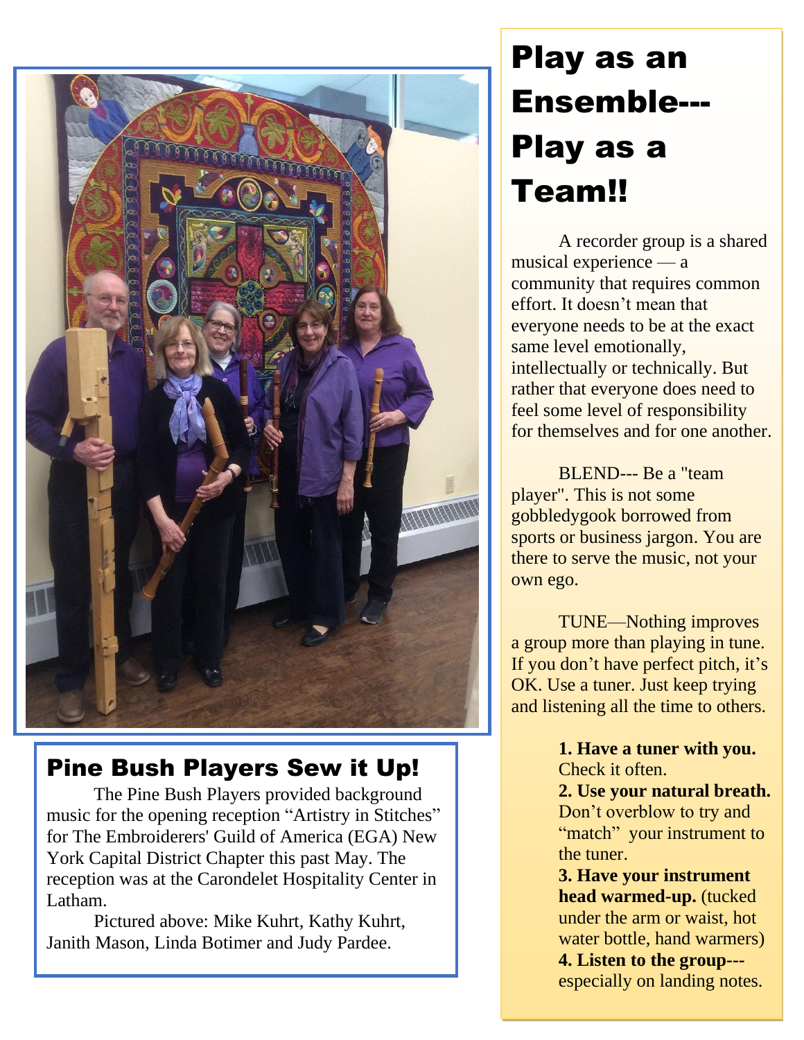## Pine Bush Players Sew it Up!

The Pine Bush Players provided background music for the opening reception "Artistry in Stitches" for The Embroiderers' Guild of America (EGA) New York Capital District Chapter this past May. The reception was at the Carondelet Hospitality Center in Latham.

Pictured above: Mike Kuhrt, Kathy Kuhrt, Janith Mason, Linda Botimer and Judy Pardee.

# Play as an Ensemble---Play as a Team!!

A recorder group is a shared musical experience — a community that requires common effort. It doesn't mean that everyone needs to be at the exact same level emotionally, intellectually or technically. But rather that everyone does need to feel some level of responsibility for themselves and for one another.

BLEND--- Be a "team player". This is not some gobbledygook borrowed from sports or business jargon. You are there to serve the music, not your own ego.

TUNE—Nothing improves a group more than playing in tune. If you don't have perfect pitch, it's OK. Use a tuner. Just keep trying and listening all the time to others.

1. **Have a tuner with you.** Check it often.
2. **Use your natural breath.** Don't overblow to try and "match" your instrument to the tuner.
3. **Have your instrument head warmed-up.** (tucked under the arm or waist, hot water bottle, hand warmers)
4. **Listen to the group---** especially on landing notes.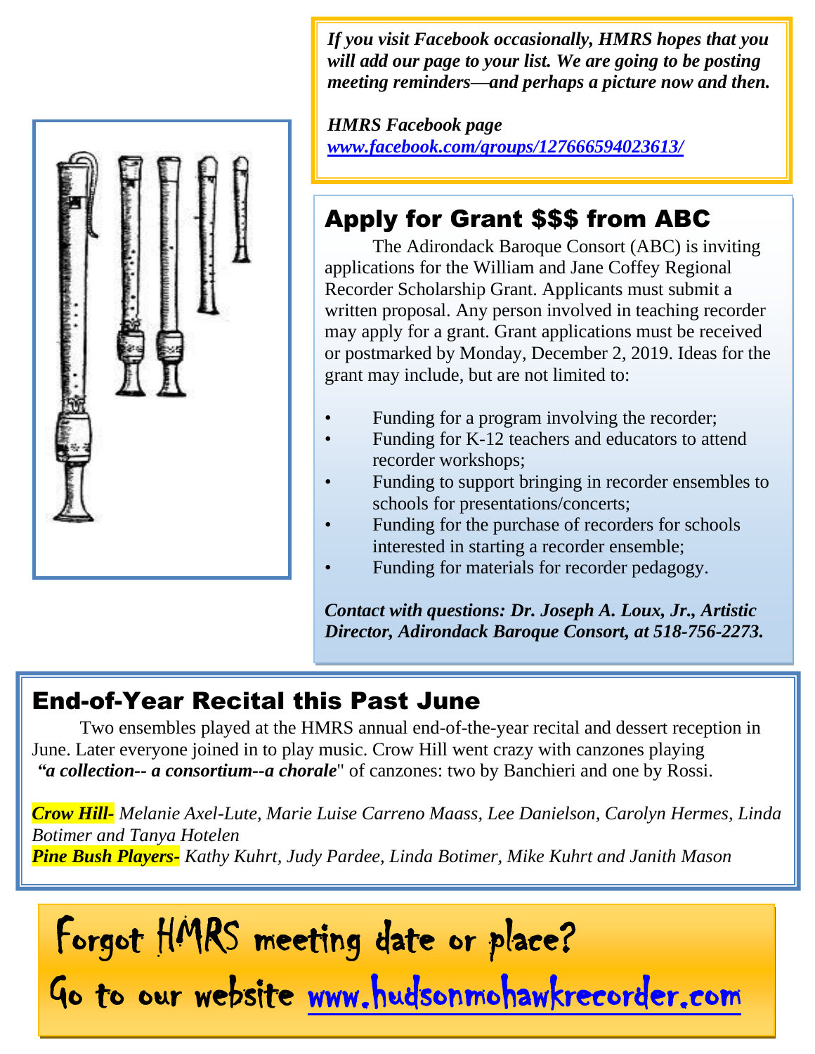*If you visit Facebook occasionally, HMRS hopes that you will add our page to your list. We are going to be posting meeting reminders—and perhaps a picture now and then.*

***HMRS Facebook page***
***www.facebook.com/groups/127666594023613/***

## Apply for Grant $$$ from ABC

The Adirondack Baroque Consort (ABC) is inviting applications for the William and Jane Coffey Regional Recorder Scholarship Grant. Applicants must submit a written proposal. Any person involved in teaching recorder may apply for a grant. Grant applications must be received or postmarked by Monday, December 2, 2019. Ideas for the grant may include, but are not limited to:

- Funding for a program involving the recorder;
- Funding for K-12 teachers and educators to attend recorder workshops;
- Funding to support bringing in recorder ensembles to schools for presentations/concerts;
- Funding for the purchase of recorders for schools interested in starting a recorder ensemble;
- Funding for materials for recorder pedagogy.

***Contact with questions: Dr. Joseph A. Loux, Jr., Artistic Director, Adirondack Baroque Consort, at 518-756-2273.***

## End-of-Year Recital this Past June

Two ensembles played at the HMRS annual end-of-the-year recital and dessert reception in June. Later everyone joined in to play music. Crow Hill went crazy with canzones playing ***"a collection-- a consortium--a chorale***" of canzones: two by Banchieri and one by Rossi.

***Crow Hill-*** *Melanie Axel-Lute, Marie Luise Carreno Maass, Lee Danielson, Carolyn Hermes, Linda Botimer and Tanya Hotelen*
***Pine Bush Players-*** *Kathy Kuhrt, Judy Pardee, Linda Botimer, Mike Kuhrt and Janith Mason*

Forgot HMRS meeting date or place?
Go to our website www.hudsonmohawkrecorder.com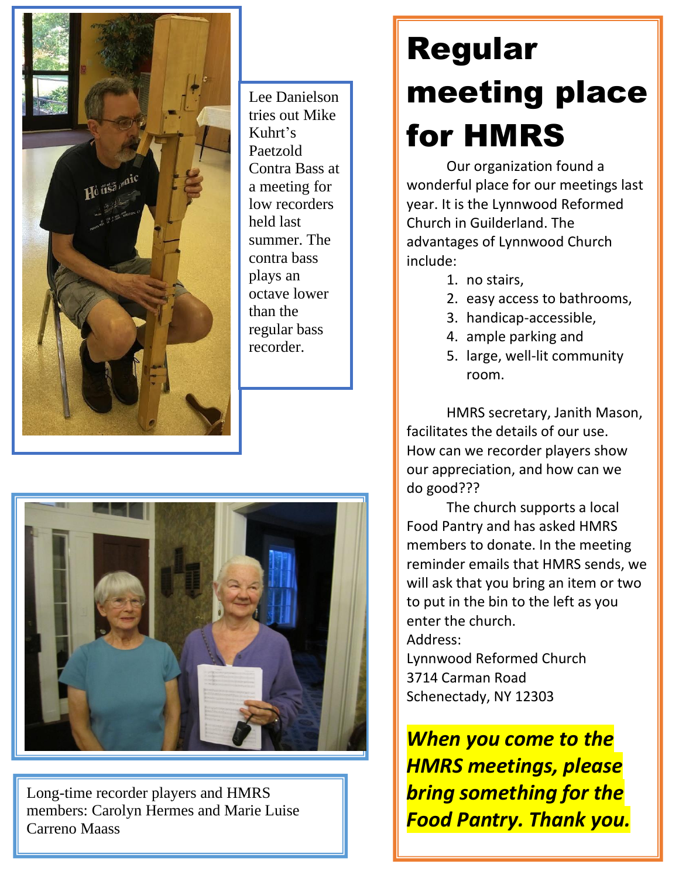Lee Danielson tries out Mike Kuhrt's Paetzold Contra Bass at a meeting for low recorders held last summer. The contra bass plays an octave lower than the regular bass recorder.

Long-time recorder players and HMRS members: Carolyn Hermes and Marie Luise Carreno Maass

# Regular meeting place for HMRS

Our organization found a wonderful place for our meetings last year. It is the Lynnwood Reformed Church in Guilderland. The advantages of Lynnwood Church include:

1. no stairs,
2. easy access to bathrooms,
3. handicap-accessible,
4. ample parking and
5. large, well-lit community room.

HMRS secretary, Janith Mason, facilitates the details of our use. How can we recorder players show our appreciation, and how can we do good???

The church supports a local Food Pantry and has asked HMRS members to donate. In the meeting reminder emails that HMRS sends, we will ask that you bring an item or two to put in the bin to the left as you enter the church.

Address:
Lynnwood Reformed Church
3714 Carman Road
Schenectady, NY 12303

***When you come to the HMRS meetings, please bring something for the Food Pantry. Thank you.***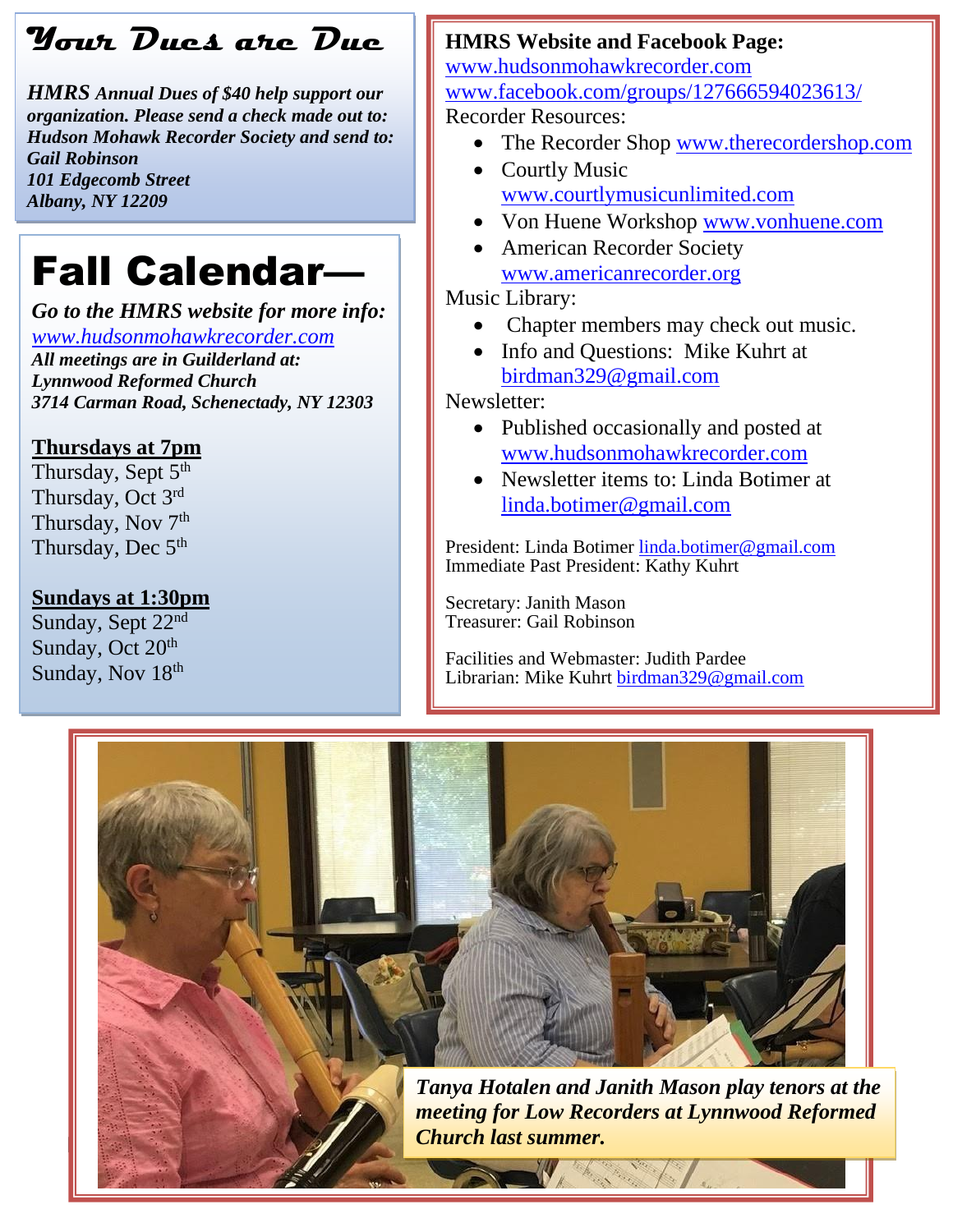# Your Dues are Due

***HMRS** Annual Dues of $40 help support our organization. Please send a check made out to: Hudson Mohawk Recorder Society and send to:*
***Gail Robinson***
***101 Edgecomb Street***
***Albany, NY 12209***

# Fall Calendar—

***Go to the HMRS website for more info:***
*www.hudsonmohawkrecorder.com*
***All meetings are in Guilderland at:***
***Lynnwood Reformed Church***
***3714 Carman Road, Schenectady, NY 12303***

**Thursdays at 7pm**
Thursday, Sept 5th
Thursday, Oct 3rd
Thursday, Nov 7th
Thursday, Dec 5th

**Sundays at 1:30pm**
Sunday, Sept 22nd
Sunday, Oct 20th
Sunday, Nov 18th

**HMRS Website and Facebook Page:**
www.hudsonmohawkrecorder.com
www.facebook.com/groups/127666594023613/

Recorder Resources:

- The Recorder Shop www.therecordershop.com
- Courtly Music www.courtlymusicunlimited.com
- Von Huene Workshop www.vonhuene.com
- American Recorder Society www.americanrecorder.org

Music Library:

- Chapter members may check out music.
- Info and Questions: Mike Kuhrt at birdman329@gmail.com

Newsletter:

- Published occasionally and posted at www.hudsonmohawkrecorder.com
- Newsletter items to: Linda Botimer at linda.botimer@gmail.com

President: Linda Botimer linda.botimer@gmail.com
Immediate Past President: Kathy Kuhrt

Secretary: Janith Mason
Treasurer: Gail Robinson

Facilities and Webmaster: Judith Pardee
Librarian: Mike Kuhrt birdman329@gmail.com

***Tanya Hotalen and Janith Mason play tenors at the meeting for Low Recorders at Lynnwood Reformed Church last summer.***